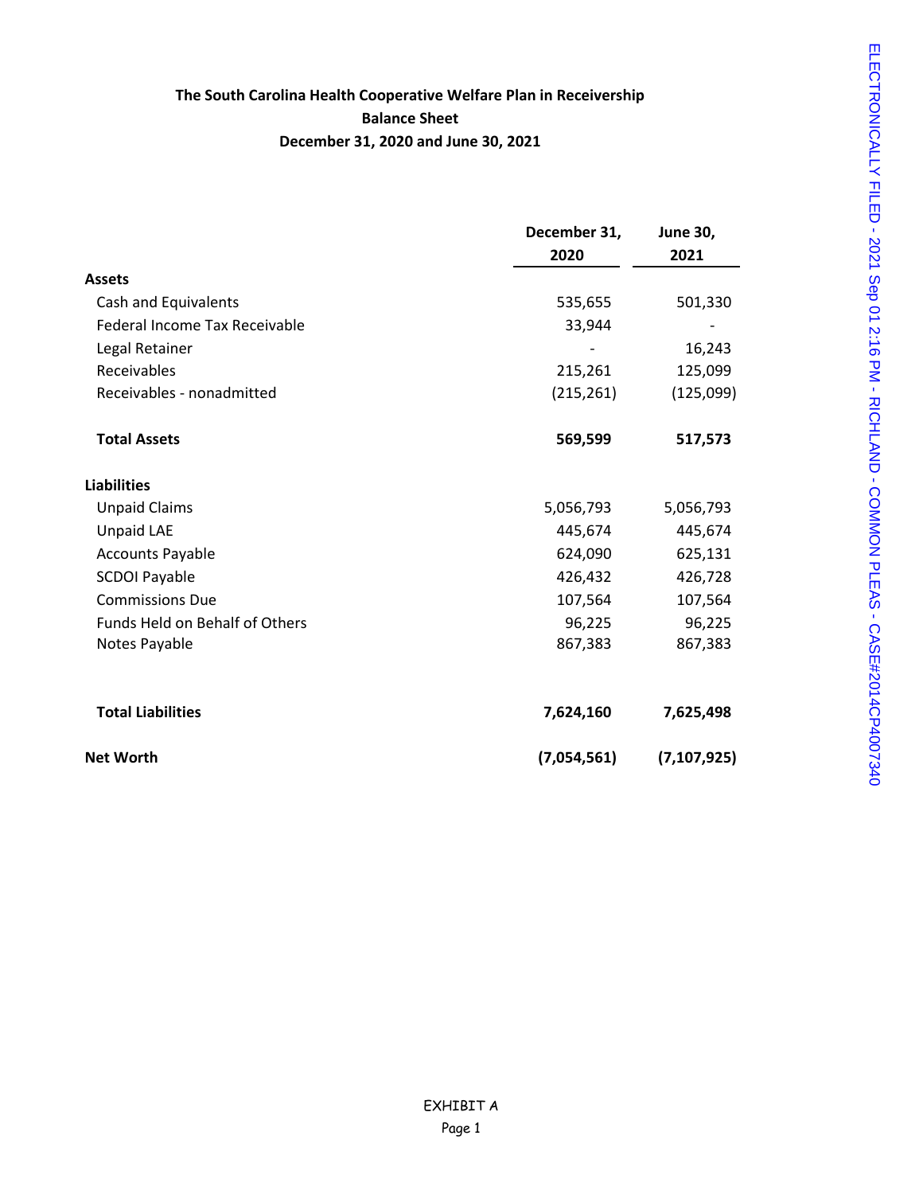# The South Carolina Health Cooperative Welfare Plan in Receivership
## Balance Sheet
### December 31, 2020 and June 30, 2021

| | December 31, 2020 | June 30, 2021 |
|---|---|---|
| **Assets** | | |
| Cash and Equivalents | 535,655 | 501,330 |
| Federal Income Tax Receivable | 33,944 | - |
| Legal Retainer | - | 16,243 |
| Receivables | 215,261 | 125,099 |
| Receivables - nonadmitted | (215,261) | (125,099) |
| **Total Assets** | **569,599** | **517,573** |
| **Liabilities** | | |
| Unpaid Claims | 5,056,793 | 5,056,793 |
| Unpaid LAE | 445,674 | 445,674 |
| Accounts Payable | 624,090 | 625,131 |
| SCDOI Payable | 426,432 | 426,728 |
| Commissions Due | 107,564 | 107,564 |
| Funds Held on Behalf of Others | 96,225 | 96,225 |
| Notes Payable | 867,383 | 867,383 |
| **Total Liabilities** | **7,624,160** | **7,625,498** |
| **Net Worth** | **(7,054,561)** | **(7,107,925)** |

EXHIBIT A
Page 1

ELECTRONICALLY FILED - 2021 Sep 01 2:16 PM - RICHLAND - COMMON PLEAS - CASE#2014CP4007340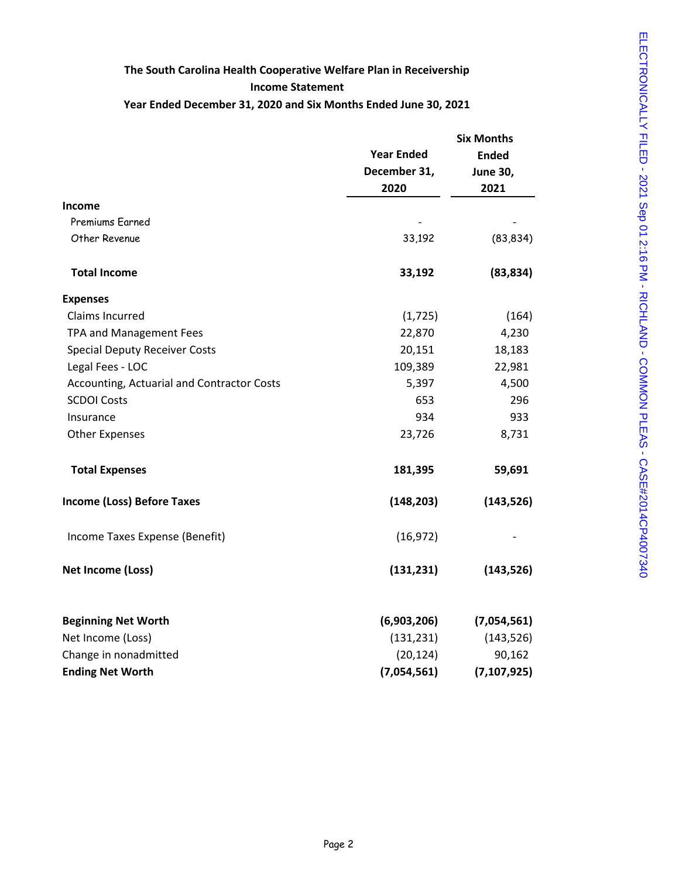# The South Carolina Health Cooperative Welfare Plan in Receivership

## Income Statement

### Year Ended December 31, 2020 and Six Months Ended June 30, 2021

| | Year Ended December 31, 2020 | Six Months Ended June 30, 2021 |
|---|---|---|
| **Income** | | |
| Premiums Earned | - | - |
| Other Revenue | 33,192 | (83,834) |
| **Total Income** | **33,192** | **(83,834)** |
| **Expenses** | | |
| Claims Incurred | (1,725) | (164) |
| TPA and Management Fees | 22,870 | 4,230 |
| Special Deputy Receiver Costs | 20,151 | 18,183 |
| Legal Fees - LOC | 109,389 | 22,981 |
| Accounting, Actuarial and Contractor Costs | 5,397 | 4,500 |
| SCDOI Costs | 653 | 296 |
| Insurance | 934 | 933 |
| Other Expenses | 23,726 | 8,731 |
| **Total Expenses** | **181,395** | **59,691** |
| **Income (Loss) Before Taxes** | **(148,203)** | **(143,526)** |
| Income Taxes Expense (Benefit) | (16,972) | - |
| **Net Income (Loss)** | **(131,231)** | **(143,526)** |
| | | |
| **Beginning Net Worth** | **(6,903,206)** | **(7,054,561)** |
| Net Income (Loss) | (131,231) | (143,526) |
| Change in nonadmitted | (20,124) | 90,162 |
| **Ending Net Worth** | **(7,054,561)** | **(7,107,925)** |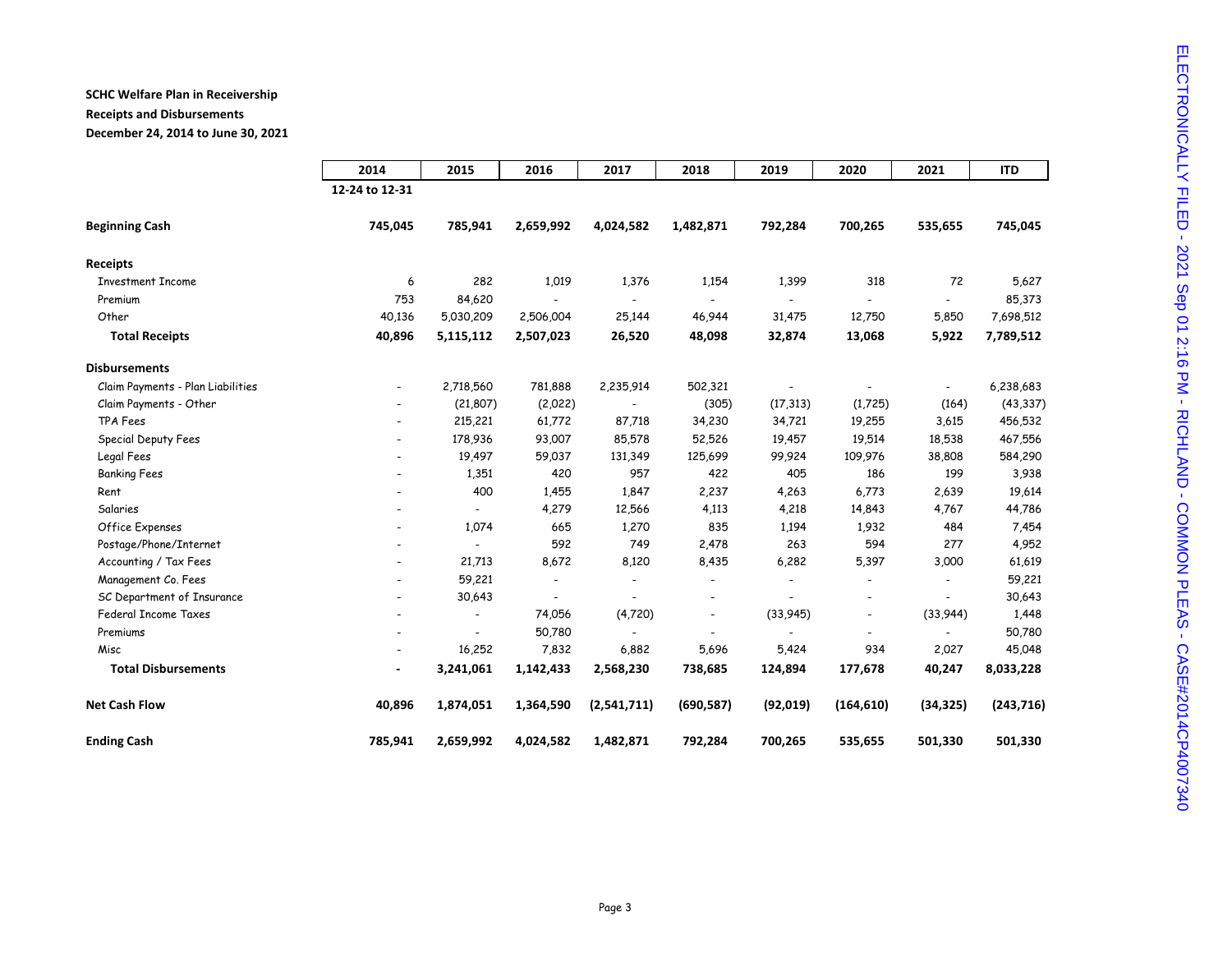**SCHC Welfare Plan in Receivership**
**Receipts and Disbursements**
**December 24, 2014 to June 30, 2021**

| | 2014 | 2015 | 2016 | 2017 | 2018 | 2019 | 2020 | 2021 | ITD |
|---|---|---|---|---|---|---|---|---|---|
| | 12-24 to 12-31 | | | | | | | | |
| **Beginning Cash** | **745,045** | **785,941** | **2,659,992** | **4,024,582** | **1,482,871** | **792,284** | **700,265** | **535,655** | **745,045** |
| **Receipts** | | | | | | | | | |
| Investment Income | 6 | 282 | 1,019 | 1,376 | 1,154 | 1,399 | 318 | 72 | 5,627 |
| Premium | 753 | 84,620 | - | - | - | - | - | - | 85,373 |
| Other | 40,136 | 5,030,209 | 2,506,004 | 25,144 | 46,944 | 31,475 | 12,750 | 5,850 | 7,698,512 |
| **Total Receipts** | **40,896** | **5,115,112** | **2,507,023** | **26,520** | **48,098** | **32,874** | **13,068** | **5,922** | **7,789,512** |
| **Disbursements** | | | | | | | | | |
| Claim Payments - Plan Liabilities | - | 2,718,560 | 781,888 | 2,235,914 | 502,321 | - | - | - | 6,238,683 |
| Claim Payments - Other | - | (21,807) | (2,022) | - | (305) | (17,313) | (1,725) | (164) | (43,337) |
| TPA Fees | - | 215,221 | 61,772 | 87,718 | 34,230 | 34,721 | 19,255 | 3,615 | 456,532 |
| Special Deputy Fees | - | 178,936 | 93,007 | 85,578 | 52,526 | 19,457 | 19,514 | 18,538 | 467,556 |
| Legal Fees | - | 19,497 | 59,037 | 131,349 | 125,699 | 99,924 | 109,976 | 38,808 | 584,290 |
| Banking Fees | - | 1,351 | 420 | 957 | 422 | 405 | 186 | 199 | 3,938 |
| Rent | - | 400 | 1,455 | 1,847 | 2,237 | 4,263 | 6,773 | 2,639 | 19,614 |
| Salaries | - | - | 4,279 | 12,566 | 4,113 | 4,218 | 14,843 | 4,767 | 44,786 |
| Office Expenses | - | 1,074 | 665 | 1,270 | 835 | 1,194 | 1,932 | 484 | 7,454 |
| Postage/Phone/Internet | - | - | 592 | 749 | 2,478 | 263 | 594 | 277 | 4,952 |
| Accounting / Tax Fees | - | 21,713 | 8,672 | 8,120 | 8,435 | 6,282 | 5,397 | 3,000 | 61,619 |
| Management Co. Fees | - | 59,221 | - | - | - | - | - | - | 59,221 |
| SC Department of Insurance | - | 30,643 | - | - | - | - | - | - | 30,643 |
| Federal Income Taxes | - | - | 74,056 | (4,720) | - | (33,945) | - | (33,944) | 1,448 |
| Premiums | - | - | 50,780 | - | - | - | - | - | 50,780 |
| Misc | - | 16,252 | 7,832 | 6,882 | 5,696 | 5,424 | 934 | 2,027 | 45,048 |
| **Total Disbursements** | **-** | **3,241,061** | **1,142,433** | **2,568,230** | **738,685** | **124,894** | **177,678** | **40,247** | **8,033,228** |
| **Net Cash Flow** | **40,896** | **1,874,051** | **1,364,590** | **(2,541,711)** | **(690,587)** | **(92,019)** | **(164,610)** | **(34,325)** | **(243,716)** |
| **Ending Cash** | **785,941** | **2,659,992** | **4,024,582** | **1,482,871** | **792,284** | **700,265** | **535,655** | **501,330** | **501,330** |

ELECTRONICALLY FILED - 2021 Sep 01 2:16 PM - RICHLAND - COMMON PLEAS - CASE#2014CP4007340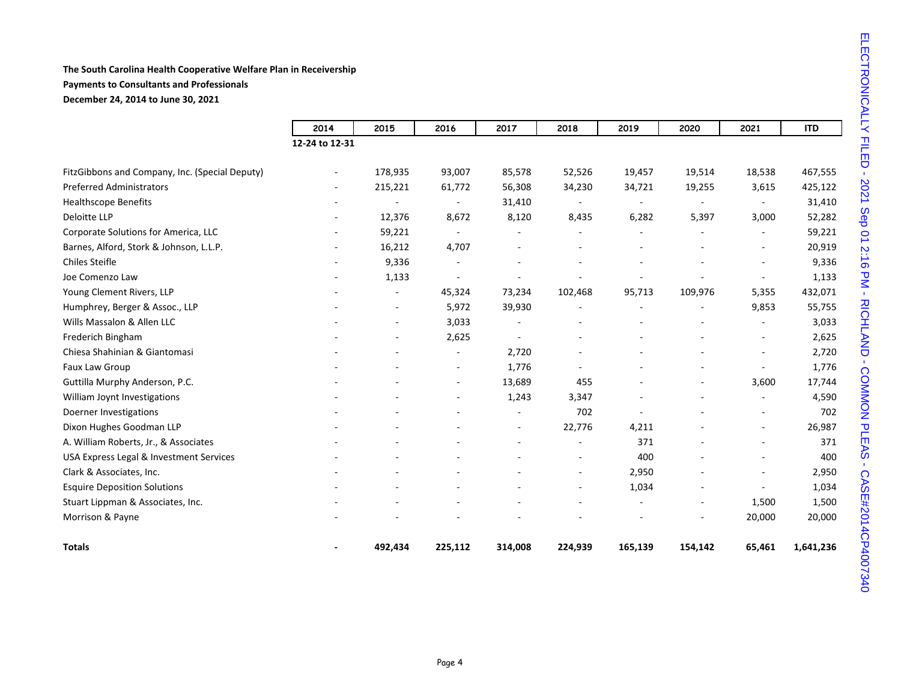**The South Carolina Health Cooperative Welfare Plan in Receivership**

**Payments to Consultants and Professionals**

**December 24, 2014 to June 30, 2021**

| | 2014<br>12-24 to 12-31 | 2015 | 2016 | 2017 | 2018 | 2019 | 2020 | 2021 | ITD |
|---|---|---|---|---|---|---|---|---|---|
| FitzGibbons and Company, Inc. (Special Deputy) | - | 178,935 | 93,007 | 85,578 | 52,526 | 19,457 | 19,514 | 18,538 | 467,555 |
| Preferred Administrators | - | 215,221 | 61,772 | 56,308 | 34,230 | 34,721 | 19,255 | 3,615 | 425,122 |
| Healthscope Benefits | - | - | - | 31,410 | - | - | - | - | 31,410 |
| Deloitte LLP | - | 12,376 | 8,672 | 8,120 | 8,435 | 6,282 | 5,397 | 3,000 | 52,282 |
| Corporate Solutions for America, LLC | - | 59,221 | - | - | - | - | - | - | 59,221 |
| Barnes, Alford, Stork & Johnson, L.L.P. | - | 16,212 | 4,707 | - | - | - | - | - | 20,919 |
| Chiles Steifle | - | 9,336 | - | - | - | - | - | - | 9,336 |
| Joe Comenzo Law | - | 1,133 | - | - | - | - | - | - | 1,133 |
| Young Clement Rivers, LLP | - | - | 45,324 | 73,234 | 102,468 | 95,713 | 109,976 | 5,355 | 432,071 |
| Humphrey, Berger & Assoc., LLP | - | - | 5,972 | 39,930 | - | - | - | 9,853 | 55,755 |
| Wills Massalon & Allen LLC | - | - | 3,033 | - | - | - | - | - | 3,033 |
| Frederich Bingham | - | - | 2,625 | - | - | - | - | - | 2,625 |
| Chiesa Shahinian & Giantomasi | - | - | - | 2,720 | - | - | - | - | 2,720 |
| Faux Law Group | - | - | - | 1,776 | - | - | - | - | 1,776 |
| Guttilla Murphy Anderson, P.C. | - | - | - | 13,689 | 455 | - | - | 3,600 | 17,744 |
| William Joynt Investigations | - | - | - | 1,243 | 3,347 | - | - | - | 4,590 |
| Doerner Investigations | - | - | - | - | 702 | - | - | - | 702 |
| Dixon Hughes Goodman LLP | - | - | - | - | 22,776 | 4,211 | - | - | 26,987 |
| A. William Roberts, Jr., & Associates | - | - | - | - | - | 371 | - | - | 371 |
| USA Express Legal & Investment Services | - | - | - | - | - | 400 | - | - | 400 |
| Clark & Associates, Inc. | - | - | - | - | - | 2,950 | - | - | 2,950 |
| Esquire Deposition Solutions | - | - | - | - | - | 1,034 | - | - | 1,034 |
| Stuart Lippman & Associates, Inc. | - | - | - | - | - | - | - | 1,500 | 1,500 |
| Morrison & Payne | - | - | - | - | - | - | - | 20,000 | 20,000 |
| **Totals** | **-** | **492,434** | **225,112** | **314,008** | **224,939** | **165,139** | **154,142** | **65,461** | **1,641,236** |

ELECTRONICALLY FILED - 2021 Sep 01 2:16 PM - RICHLAND - COMMON PLEAS - CASE#2014CP4007340